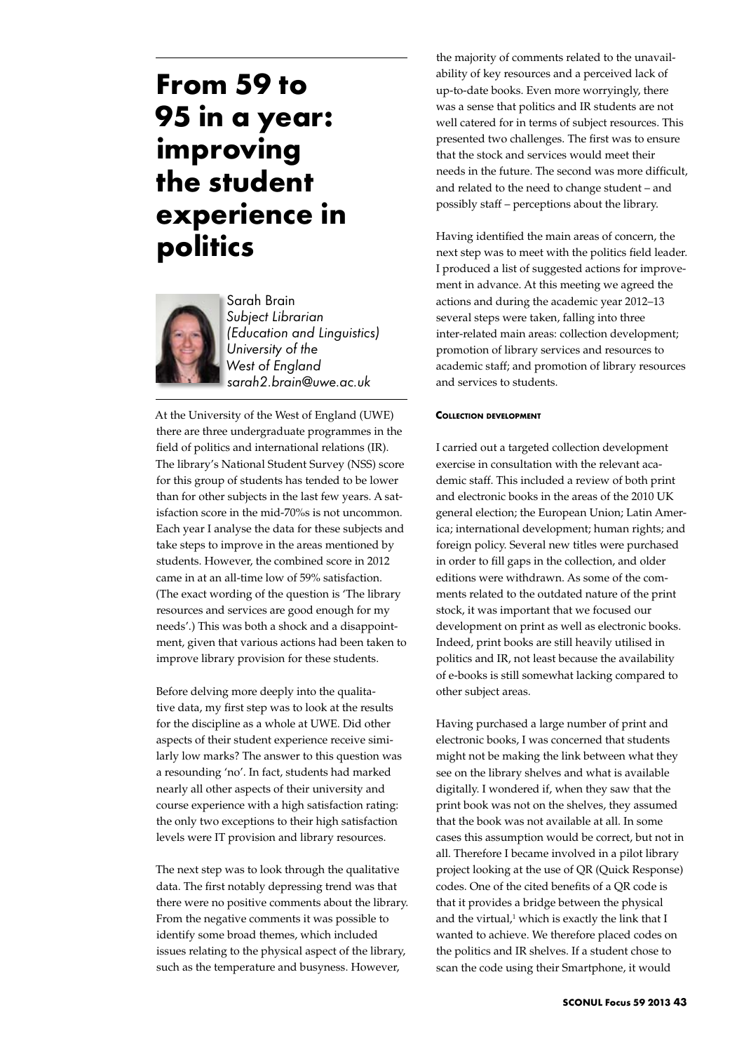# From 59 to 95 in a year: improving the student experience in politics

Sarah Brain
*Subject Librarian (Education and Linguistics)*
*University of the West of England*
*sarah2.brain@uwe.ac.uk*

At the University of the West of England (UWE) there are three undergraduate programmes in the field of politics and international relations (IR). The library's National Student Survey (NSS) score for this group of students has tended to be lower than for other subjects in the last few years. A satisfaction score in the mid-70%s is not uncommon. Each year I analyse the data for these subjects and take steps to improve in the areas mentioned by students. However, the combined score in 2012 came in at an all-time low of 59% satisfaction. (The exact wording of the question is 'The library resources and services are good enough for my needs'.) This was both a shock and a disappointment, given that various actions had been taken to improve library provision for these students.

Before delving more deeply into the qualitative data, my first step was to look at the results for the discipline as a whole at UWE. Did other aspects of their student experience receive similarly low marks? The answer to this question was a resounding 'no'. In fact, students had marked nearly all other aspects of their university and course experience with a high satisfaction rating: the only two exceptions to their high satisfaction levels were IT provision and library resources.

The next step was to look through the qualitative data. The first notably depressing trend was that there were no positive comments about the library. From the negative comments it was possible to identify some broad themes, which included issues relating to the physical aspect of the library, such as the temperature and busyness. However, the majority of comments related to the unavailability of key resources and a perceived lack of up-to-date books. Even more worryingly, there was a sense that politics and IR students are not well catered for in terms of subject resources. This presented two challenges. The first was to ensure that the stock and services would meet their needs in the future. The second was more difficult, and related to the need to change student – and possibly staff – perceptions about the library.

Having identified the main areas of concern, the next step was to meet with the politics field leader. I produced a list of suggested actions for improvement in advance. At this meeting we agreed the actions and during the academic year 2012–13 several steps were taken, falling into three inter-related main areas: collection development; promotion of library services and resources to academic staff; and promotion of library resources and services to students.

### Collection development

I carried out a targeted collection development exercise in consultation with the relevant academic staff. This included a review of both print and electronic books in the areas of the 2010 UK general election; the European Union; Latin America; international development; human rights; and foreign policy. Several new titles were purchased in order to fill gaps in the collection, and older editions were withdrawn. As some of the comments related to the outdated nature of the print stock, it was important that we focused our development on print as well as electronic books. Indeed, print books are still heavily utilised in politics and IR, not least because the availability of e-books is still somewhat lacking compared to other subject areas.

Having purchased a large number of print and electronic books, I was concerned that students might not be making the link between what they see on the library shelves and what is available digitally. I wondered if, when they saw that the print book was not on the shelves, they assumed that the book was not available at all. In some cases this assumption would be correct, but not in all. Therefore I became involved in a pilot library project looking at the use of QR (Quick Response) codes. One of the cited benefits of a QR code is that it provides a bridge between the physical and the virtual,[1] which is exactly the link that I wanted to achieve. We therefore placed codes on the politics and IR shelves. If a student chose to scan the code using their Smartphone, it would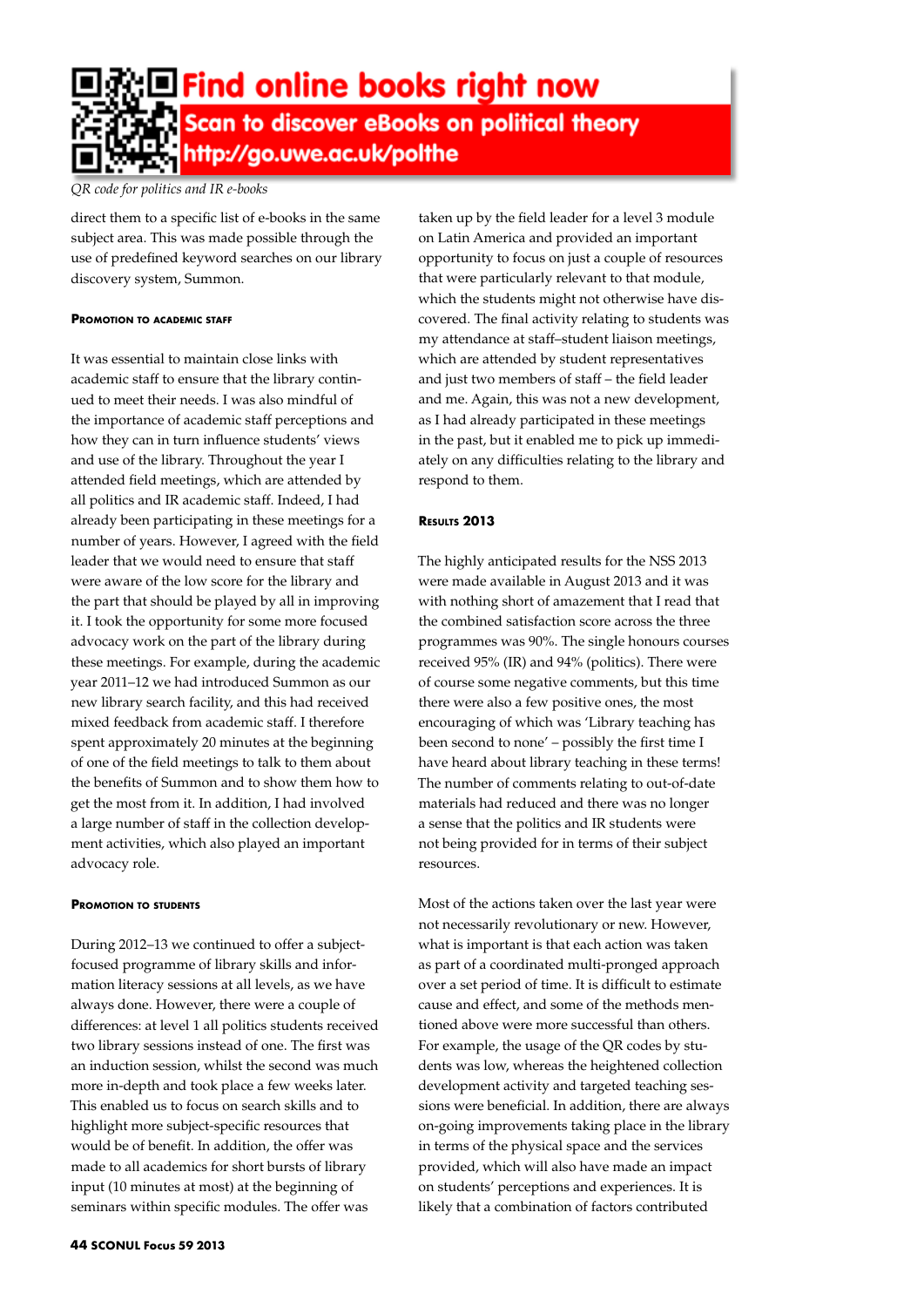**Find online books right now**

**Scan to discover eBooks on political theory**

**http://go.uwe.ac.uk/polthe**

*QR code for politics and IR e-books*

direct them to a specific list of e-books in the same subject area. This was made possible through the use of predefined keyword searches on our library discovery system, Summon.

#### Promotion to academic staff

It was essential to maintain close links with academic staff to ensure that the library continued to meet their needs. I was also mindful of the importance of academic staff perceptions and how they can in turn influence students' views and use of the library. Throughout the year I attended field meetings, which are attended by all politics and IR academic staff. Indeed, I had already been participating in these meetings for a number of years. However, I agreed with the field leader that we would need to ensure that staff were aware of the low score for the library and the part that should be played by all in improving it. I took the opportunity for some more focused advocacy work on the part of the library during these meetings. For example, during the academic year 2011–12 we had introduced Summon as our new library search facility, and this had received mixed feedback from academic staff. I therefore spent approximately 20 minutes at the beginning of one of the field meetings to talk to them about the benefits of Summon and to show them how to get the most from it. In addition, I had involved a large number of staff in the collection development activities, which also played an important advocacy role.

#### Promotion to students

During 2012–13 we continued to offer a subject-focused programme of library skills and information literacy sessions at all levels, as we have always done. However, there were a couple of differences: at level 1 all politics students received two library sessions instead of one. The first was an induction session, whilst the second was much more in-depth and took place a few weeks later. This enabled us to focus on search skills and to highlight more subject-specific resources that would be of benefit. In addition, the offer was made to all academics for short bursts of library input (10 minutes at most) at the beginning of seminars within specific modules. The offer was taken up by the field leader for a level 3 module on Latin America and provided an important opportunity to focus on just a couple of resources that were particularly relevant to that module, which the students might not otherwise have discovered. The final activity relating to students was my attendance at staff–student liaison meetings, which are attended by student representatives and just two members of staff – the field leader and me. Again, this was not a new development, as I had already participated in these meetings in the past, but it enabled me to pick up immediately on any difficulties relating to the library and respond to them.

#### Results 2013

The highly anticipated results for the NSS 2013 were made available in August 2013 and it was with nothing short of amazement that I read that the combined satisfaction score across the three programmes was 90%. The single honours courses received 95% (IR) and 94% (politics). There were of course some negative comments, but this time there were also a few positive ones, the most encouraging of which was 'Library teaching has been second to none' – possibly the first time I have heard about library teaching in these terms! The number of comments relating to out-of-date materials had reduced and there was no longer a sense that the politics and IR students were not being provided for in terms of their subject resources.

Most of the actions taken over the last year were not necessarily revolutionary or new. However, what is important is that each action was taken as part of a coordinated multi-pronged approach over a set period of time. It is difficult to estimate cause and effect, and some of the methods mentioned above were more successful than others. For example, the usage of the QR codes by students was low, whereas the heightened collection development activity and targeted teaching sessions were beneficial. In addition, there are always on-going improvements taking place in the library in terms of the physical space and the services provided, which will also have made an impact on students' perceptions and experiences. It is likely that a combination of factors contributed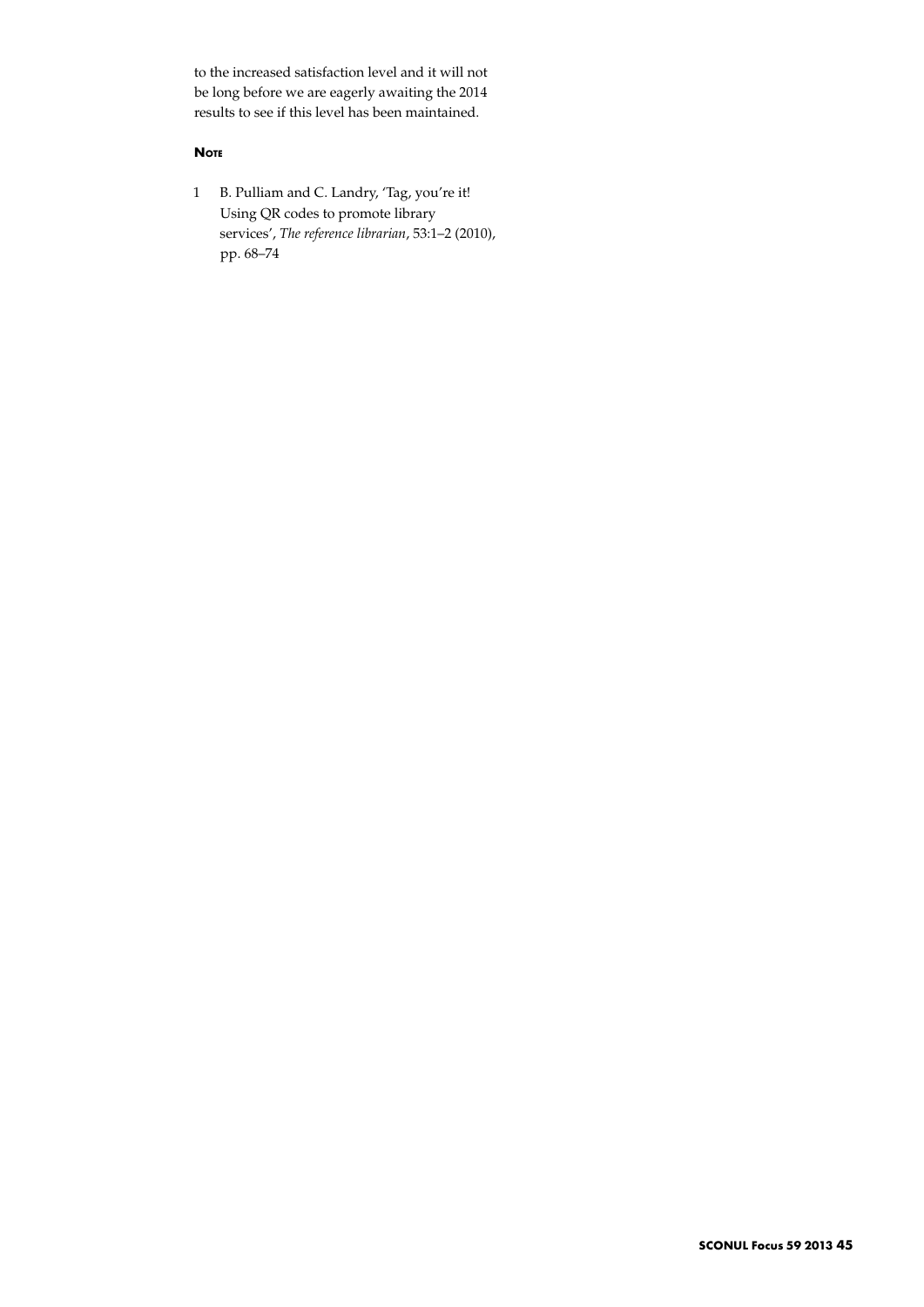to the increased satisfaction level and it will not be long before we are eagerly awaiting the 2014 results to see if this level has been maintained.

### Note

1 B. Pulliam and C. Landry, 'Tag, you're it! Using QR codes to promote library services', *The reference librarian*, 53:1–2 (2010), pp. 68–74